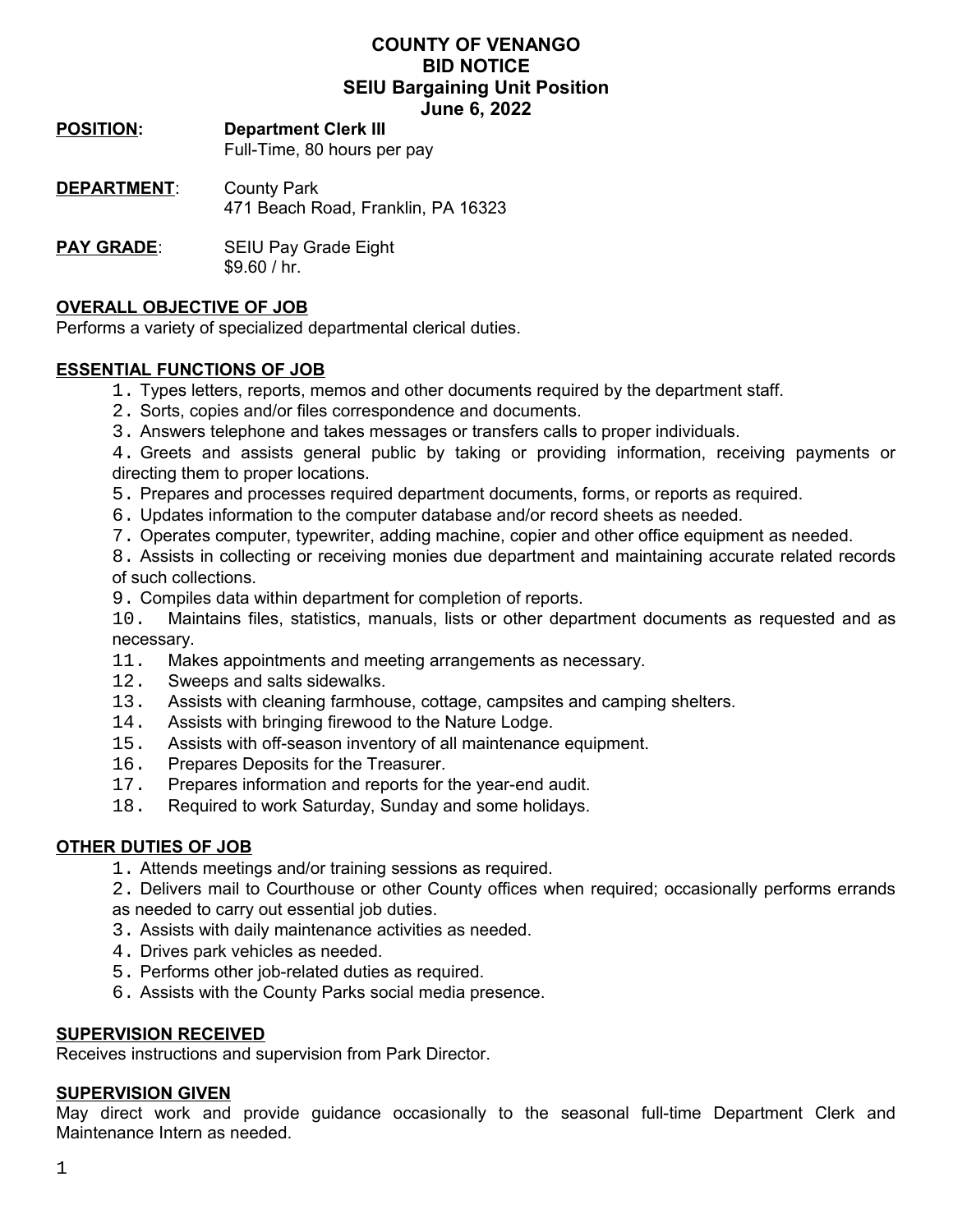# COUNTY OF VENANGO
# BID NOTICE
# SEIU Bargaining Unit Position
# June 6, 2022

**POSITION:** **Department Clerk III**
Full-Time, 80 hours per pay

**DEPARTMENT:** County Park
471 Beach Road, Franklin, PA 16323

**PAY GRADE:** SEIU Pay Grade Eight
$9.60 / hr.

## OVERALL OBJECTIVE OF JOB

Performs a variety of specialized departmental clerical duties.

## ESSENTIAL FUNCTIONS OF JOB

1. Types letters, reports, memos and other documents required by the department staff.
2. Sorts, copies and/or files correspondence and documents.
3. Answers telephone and takes messages or transfers calls to proper individuals.
4. Greets and assists general public by taking or providing information, receiving payments or directing them to proper locations.
5. Prepares and processes required department documents, forms, or reports as required.
6. Updates information to the computer database and/or record sheets as needed.
7. Operates computer, typewriter, adding machine, copier and other office equipment as needed.
8. Assists in collecting or receiving monies due department and maintaining accurate related records of such collections.
9. Compiles data within department for completion of reports.
10. Maintains files, statistics, manuals, lists or other department documents as requested and as necessary.
11. Makes appointments and meeting arrangements as necessary.
12. Sweeps and salts sidewalks.
13. Assists with cleaning farmhouse, cottage, campsites and camping shelters.
14. Assists with bringing firewood to the Nature Lodge.
15. Assists with off-season inventory of all maintenance equipment.
16. Prepares Deposits for the Treasurer.
17. Prepares information and reports for the year-end audit.
18. Required to work Saturday, Sunday and some holidays.

## OTHER DUTIES OF JOB

1. Attends meetings and/or training sessions as required.
2. Delivers mail to Courthouse or other County offices when required; occasionally performs errands as needed to carry out essential job duties.
3. Assists with daily maintenance activities as needed.
4. Drives park vehicles as needed.
5. Performs other job-related duties as required.
6. Assists with the County Parks social media presence.

## SUPERVISION RECEIVED

Receives instructions and supervision from Park Director.

## SUPERVISION GIVEN

May direct work and provide guidance occasionally to the seasonal full-time Department Clerk and Maintenance Intern as needed.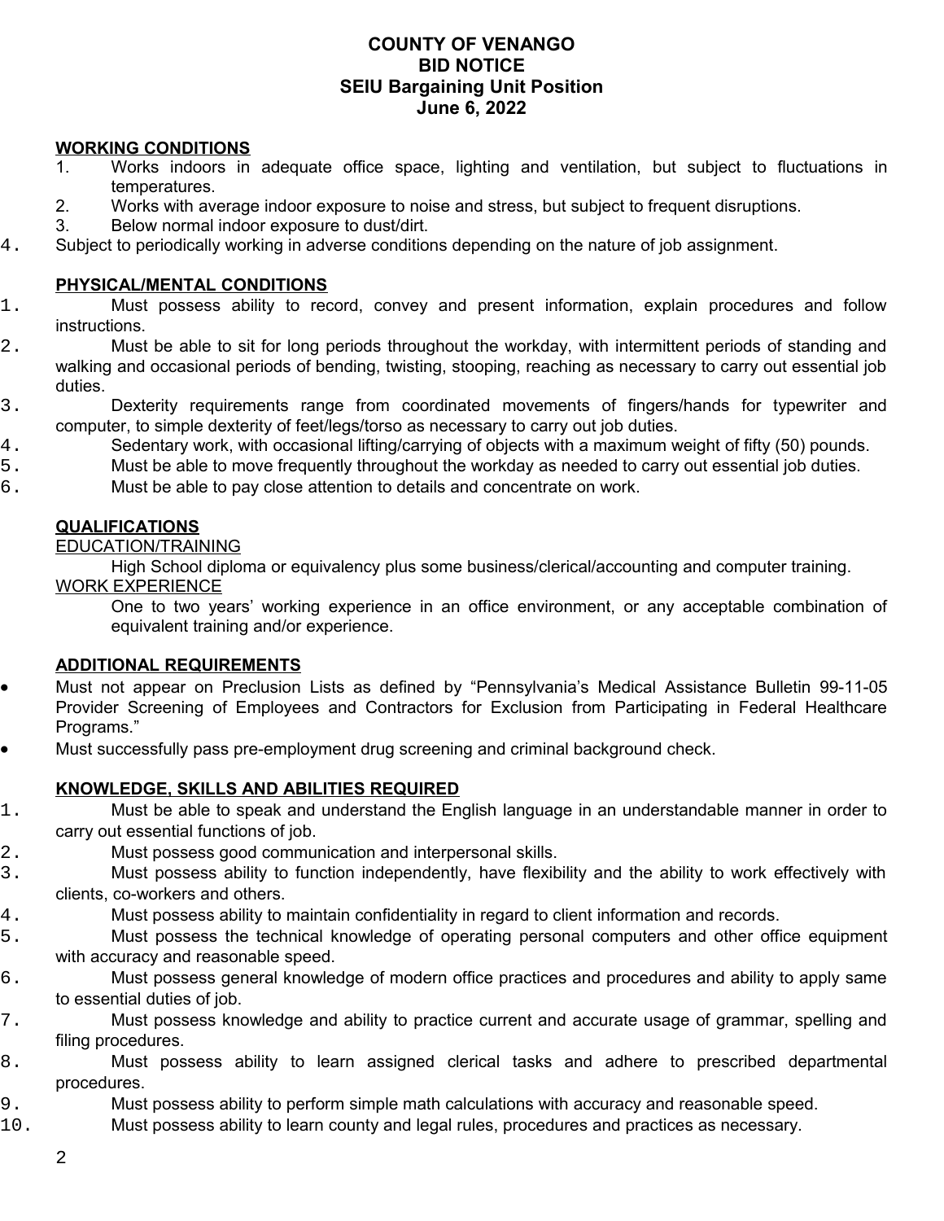**COUNTY OF VENANGO**
**BID NOTICE**
**SEIU Bargaining Unit Position**
**June 6, 2022**

**WORKING CONDITIONS**

1. Works indoors in adequate office space, lighting and ventilation, but subject to fluctuations in temperatures.
2. Works with average indoor exposure to noise and stress, but subject to frequent disruptions.
3. Below normal indoor exposure to dust/dirt.
4. Subject to periodically working in adverse conditions depending on the nature of job assignment.

**PHYSICAL/MENTAL CONDITIONS**

1. Must possess ability to record, convey and present information, explain procedures and follow instructions.
2. Must be able to sit for long periods throughout the workday, with intermittent periods of standing and walking and occasional periods of bending, twisting, stooping, reaching as necessary to carry out essential job duties.
3. Dexterity requirements range from coordinated movements of fingers/hands for typewriter and computer, to simple dexterity of feet/legs/torso as necessary to carry out job duties.
4. Sedentary work, with occasional lifting/carrying of objects with a maximum weight of fifty (50) pounds.
5. Must be able to move frequently throughout the workday as needed to carry out essential job duties.
6. Must be able to pay close attention to details and concentrate on work.

**QUALIFICATIONS**

EDUCATION/TRAINING

High School diploma or equivalency plus some business/clerical/accounting and computer training.

WORK EXPERIENCE

One to two years' working experience in an office environment, or any acceptable combination of equivalent training and/or experience.

**ADDITIONAL REQUIREMENTS**

- Must not appear on Preclusion Lists as defined by "Pennsylvania's Medical Assistance Bulletin 99-11-05 Provider Screening of Employees and Contractors for Exclusion from Participating in Federal Healthcare Programs."
- Must successfully pass pre-employment drug screening and criminal background check.

**KNOWLEDGE, SKILLS AND ABILITIES REQUIRED**

1. Must be able to speak and understand the English language in an understandable manner in order to carry out essential functions of job.
2. Must possess good communication and interpersonal skills.
3. Must possess ability to function independently, have flexibility and the ability to work effectively with clients, co-workers and others.
4. Must possess ability to maintain confidentiality in regard to client information and records.
5. Must possess the technical knowledge of operating personal computers and other office equipment with accuracy and reasonable speed.
6. Must possess general knowledge of modern office practices and procedures and ability to apply same to essential duties of job.
7. Must possess knowledge and ability to practice current and accurate usage of grammar, spelling and filing procedures.
8. Must possess ability to learn assigned clerical tasks and adhere to prescribed departmental procedures.
9. Must possess ability to perform simple math calculations with accuracy and reasonable speed.
10. Must possess ability to learn county and legal rules, procedures and practices as necessary.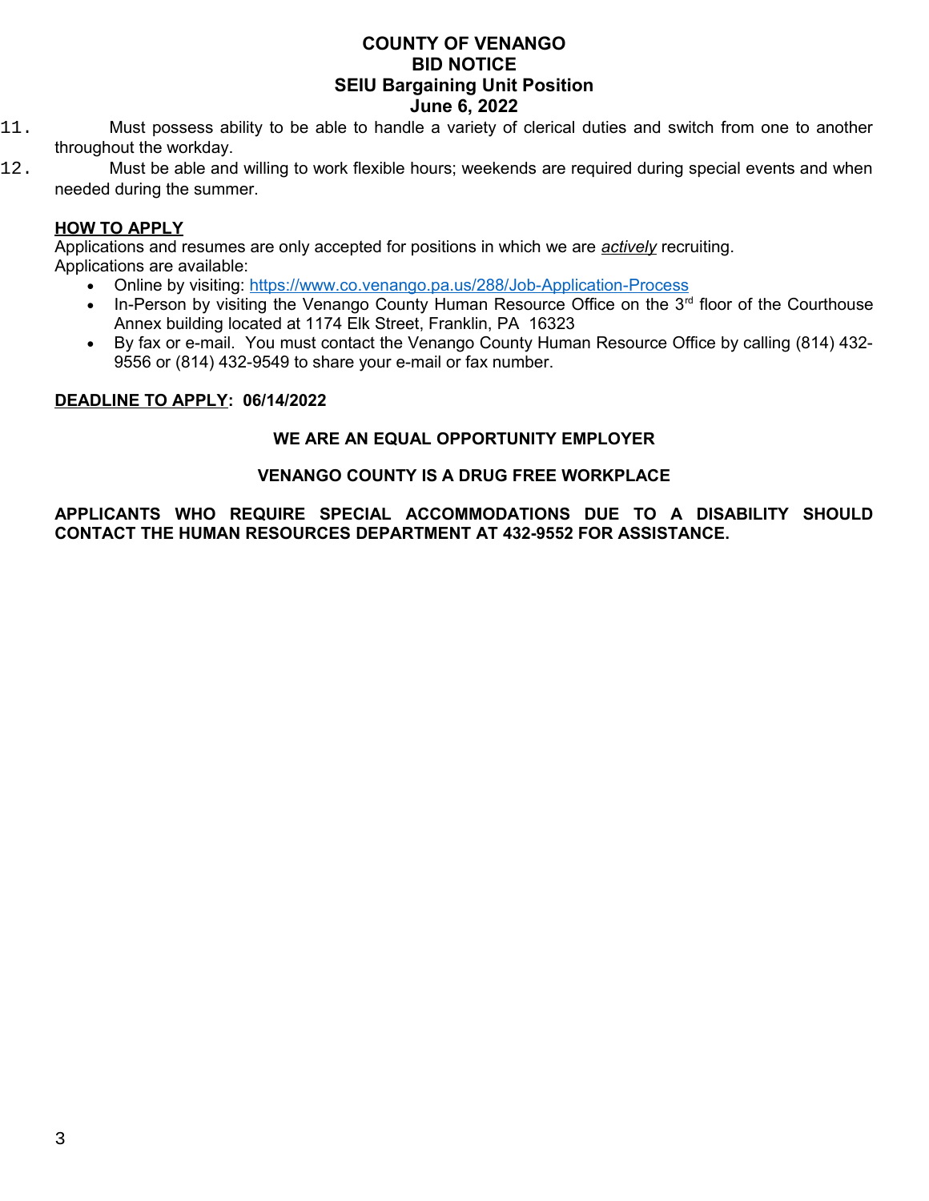11. Must possess ability to be able to handle a variety of clerical duties and switch from one to another throughout the workday.
12. Must be able and willing to work flexible hours; weekends are required during special events and when needed during the summer.

**HOW TO APPLY**

Applications and resumes are only accepted for positions in which we are ***actively*** recruiting.
Applications are available:

- Online by visiting: https://www.co.venango.pa.us/288/Job-Application-Process
- In-Person by visiting the Venango County Human Resource Office on the 3rd floor of the Courthouse Annex building located at 1174 Elk Street, Franklin, PA 16323
- By fax or e-mail. You must contact the Venango County Human Resource Office by calling (814) 432-9556 or (814) 432-9549 to share your e-mail or fax number.

**DEADLINE TO APPLY: 06/14/2022**

**WE ARE AN EQUAL OPPORTUNITY EMPLOYER**

**VENANGO COUNTY IS A DRUG FREE WORKPLACE**

**APPLICANTS WHO REQUIRE SPECIAL ACCOMMODATIONS DUE TO A DISABILITY SHOULD CONTACT THE HUMAN RESOURCES DEPARTMENT AT 432-9552 FOR ASSISTANCE.**